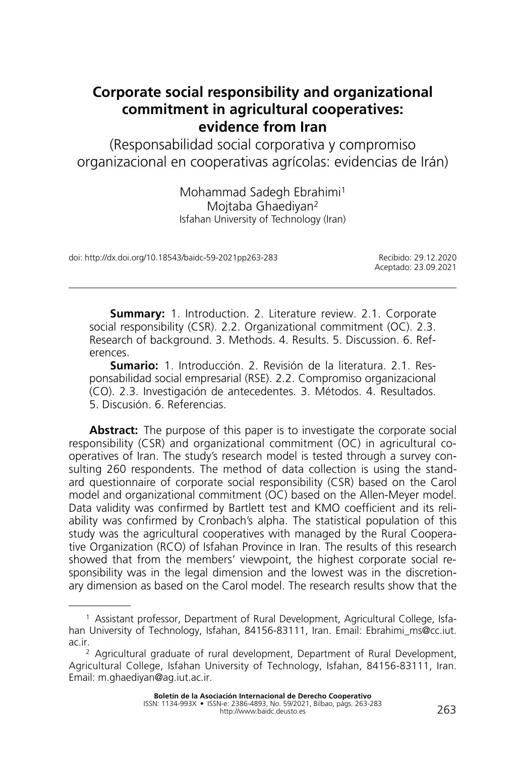# Corporate social responsibility and organizational commitment in agricultural cooperatives: evidence from Iran

(Responsabilidad social corporativa y compromiso organizacional en cooperativas agrícolas: evidencias de Irán)

Mohammad Sadegh Ebrahimi[1]
Mojtaba Ghaediyan[2]
Isfahan University of Technology (Iran)

doi: http://dx.doi.org/10.18543/baidc-59-2021pp263-283

Recibido: 29.12.2020
Aceptado: 23.09.2021

---

**Summary:** 1. Introduction. 2. Literature review. 2.1. Corporate social responsibility (CSR). 2.2. Organizational commitment (OC). 2.3. Research of background. 3. Methods. 4. Results. 5. Discussion. 6. References.

**Sumario:** 1. Introducción. 2. Revisión de la literatura. 2.1. Responsabilidad social empresarial (RSE). 2.2. Compromiso organizacional (CO). 2.3. Investigación de antecedentes. 3. Métodos. 4. Resultados. 5. Discusión. 6. Referencias.

**Abstract:** The purpose of this paper is to investigate the corporate social responsibility (CSR) and organizational commitment (OC) in agricultural cooperatives of Iran. The study's research model is tested through a survey consulting 260 respondents. The method of data collection is using the standard questionnaire of corporate social responsibility (CSR) based on the Carol model and organizational commitment (OC) based on the Allen-Meyer model. Data validity was confirmed by Bartlett test and KMO coefficient and its reliability was confirmed by Cronbach's alpha. The statistical population of this study was the agricultural cooperatives with managed by the Rural Cooperative Organization (RCO) of Isfahan Province in Iran. The results of this research showed that from the members' viewpoint, the highest corporate social responsibility was in the legal dimension and the lowest was in the discretionary dimension as based on the Carol model. The research results show that the

---

[1] Assistant professor, Department of Rural Development, Agricultural College, Isfahan University of Technology, Isfahan, 84156-83111, Iran. Email: Ebrahimi_ms@cc.iut.ac.ir.

[2] Agricultural graduate of rural development, Department of Rural Development, Agricultural College, Isfahan University of Technology, Isfahan, 84156-83111, Iran. Email: m.ghaediyan@ag.iut.ac.ir.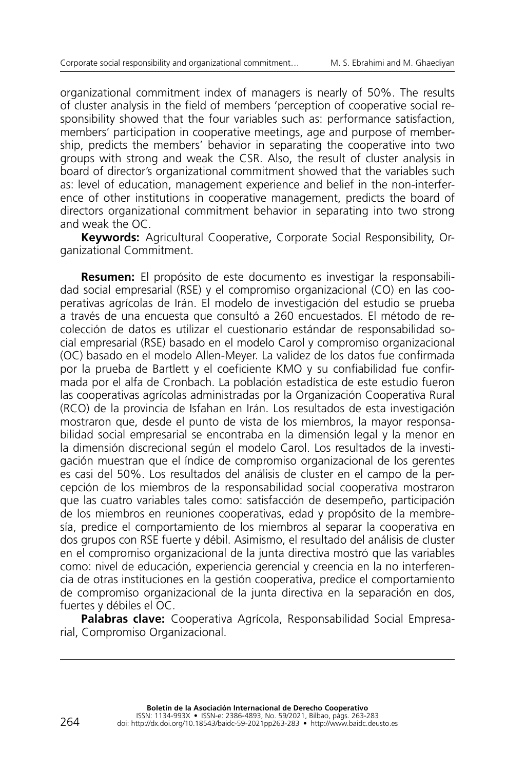organizational commitment index of managers is nearly of 50%. The results of cluster analysis in the field of members 'perception of cooperative social responsibility showed that the four variables such as: performance satisfaction, members' participation in cooperative meetings, age and purpose of membership, predicts the members' behavior in separating the cooperative into two groups with strong and weak the CSR. Also, the result of cluster analysis in board of director's organizational commitment showed that the variables such as: level of education, management experience and belief in the non-interference of other institutions in cooperative management, predicts the board of directors organizational commitment behavior in separating into two strong and weak the OC.

**Keywords:** Agricultural Cooperative, Corporate Social Responsibility, Organizational Commitment.

**Resumen:** El propósito de este documento es investigar la responsabilidad social empresarial (RSE) y el compromiso organizacional (CO) en las cooperativas agrícolas de Irán. El modelo de investigación del estudio se prueba a través de una encuesta que consultó a 260 encuestados. El método de recolección de datos es utilizar el cuestionario estándar de responsabilidad social empresarial (RSE) basado en el modelo Carol y compromiso organizacional (OC) basado en el modelo Allen-Meyer. La validez de los datos fue confirmada por la prueba de Bartlett y el coeficiente KMO y su confiabilidad fue confirmada por el alfa de Cronbach. La población estadística de este estudio fueron las cooperativas agrícolas administradas por la Organización Cooperativa Rural (RCO) de la provincia de Isfahan en Irán. Los resultados de esta investigación mostraron que, desde el punto de vista de los miembros, la mayor responsabilidad social empresarial se encontraba en la dimensión legal y la menor en la dimensión discrecional según el modelo Carol. Los resultados de la investigación muestran que el índice de compromiso organizacional de los gerentes es casi del 50%. Los resultados del análisis de cluster en el campo de la percepción de los miembros de la responsabilidad social cooperativa mostraron que las cuatro variables tales como: satisfacción de desempeño, participación de los miembros en reuniones cooperativas, edad y propósito de la membresía, predice el comportamiento de los miembros al separar la cooperativa en dos grupos con RSE fuerte y débil. Asimismo, el resultado del análisis de cluster en el compromiso organizacional de la junta directiva mostró que las variables como: nivel de educación, experiencia gerencial y creencia en la no interferencia de otras instituciones en la gestión cooperativa, predice el comportamiento de compromiso organizacional de la junta directiva en la separación en dos, fuertes y débiles el OC.

**Palabras clave:** Cooperativa Agrícola, Responsabilidad Social Empresarial, Compromiso Organizacional.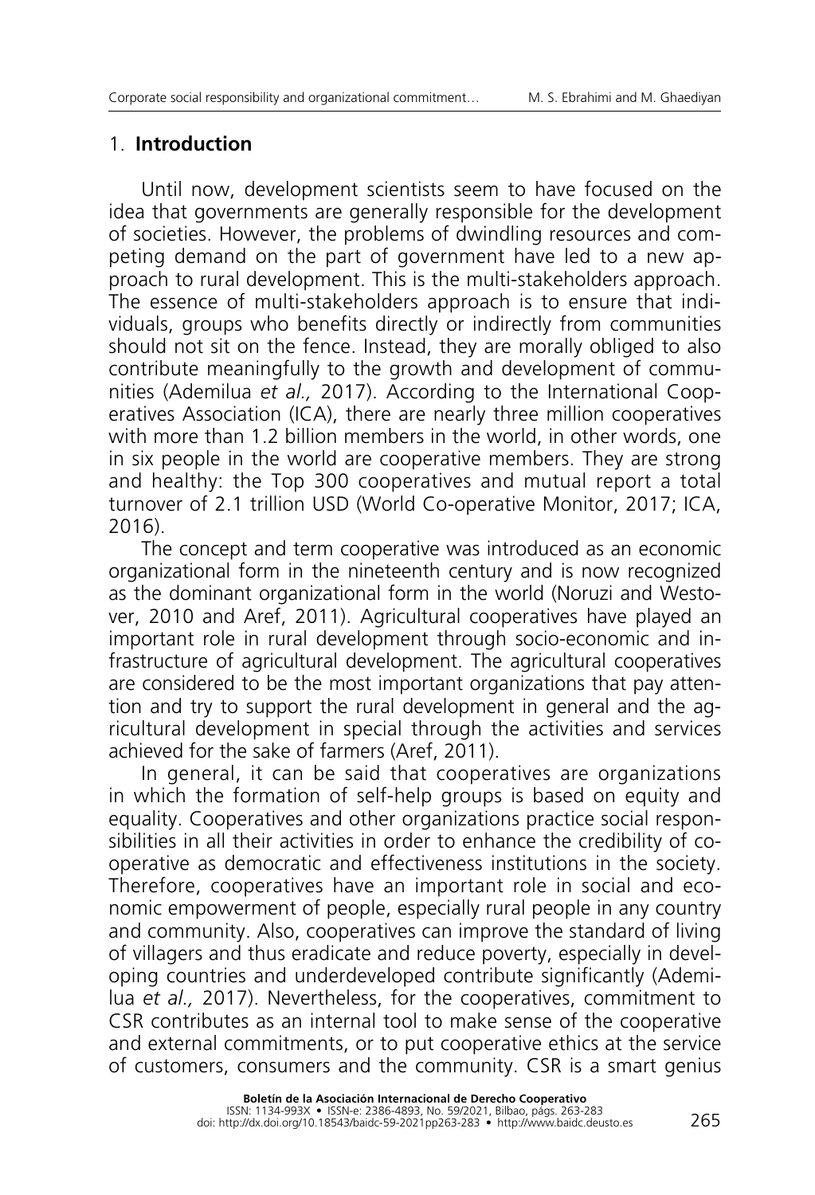## 1. **Introduction**

Until now, development scientists seem to have focused on the idea that governments are generally responsible for the development of societies. However, the problems of dwindling resources and competing demand on the part of government have led to a new approach to rural development. This is the multi-stakeholders approach. The essence of multi-stakeholders approach is to ensure that individuals, groups who benefits directly or indirectly from communities should not sit on the fence. Instead, they are morally obliged to also contribute meaningfully to the growth and development of communities (Ademilua *et al.,* 2017). According to the International Cooperatives Association (ICA), there are nearly three million cooperatives with more than 1.2 billion members in the world, in other words, one in six people in the world are cooperative members. They are strong and healthy: the Top 300 cooperatives and mutual report a total turnover of 2.1 trillion USD (World Co-operative Monitor, 2017; ICA, 2016).

The concept and term cooperative was introduced as an economic organizational form in the nineteenth century and is now recognized as the dominant organizational form in the world (Noruzi and Westover, 2010 and Aref, 2011). Agricultural cooperatives have played an important role in rural development through socio-economic and infrastructure of agricultural development. The agricultural cooperatives are considered to be the most important organizations that pay attention and try to support the rural development in general and the agricultural development in special through the activities and services achieved for the sake of farmers (Aref, 2011).

In general, it can be said that cooperatives are organizations in which the formation of self-help groups is based on equity and equality. Cooperatives and other organizations practice social responsibilities in all their activities in order to enhance the credibility of cooperative as democratic and effectiveness institutions in the society. Therefore, cooperatives have an important role in social and economic empowerment of people, especially rural people in any country and community. Also, cooperatives can improve the standard of living of villagers and thus eradicate and reduce poverty, especially in developing countries and underdeveloped contribute significantly (Ademilua *et al.,* 2017). Nevertheless, for the cooperatives, commitment to CSR contributes as an internal tool to make sense of the cooperative and external commitments, or to put cooperative ethics at the service of customers, consumers and the community. CSR is a smart genius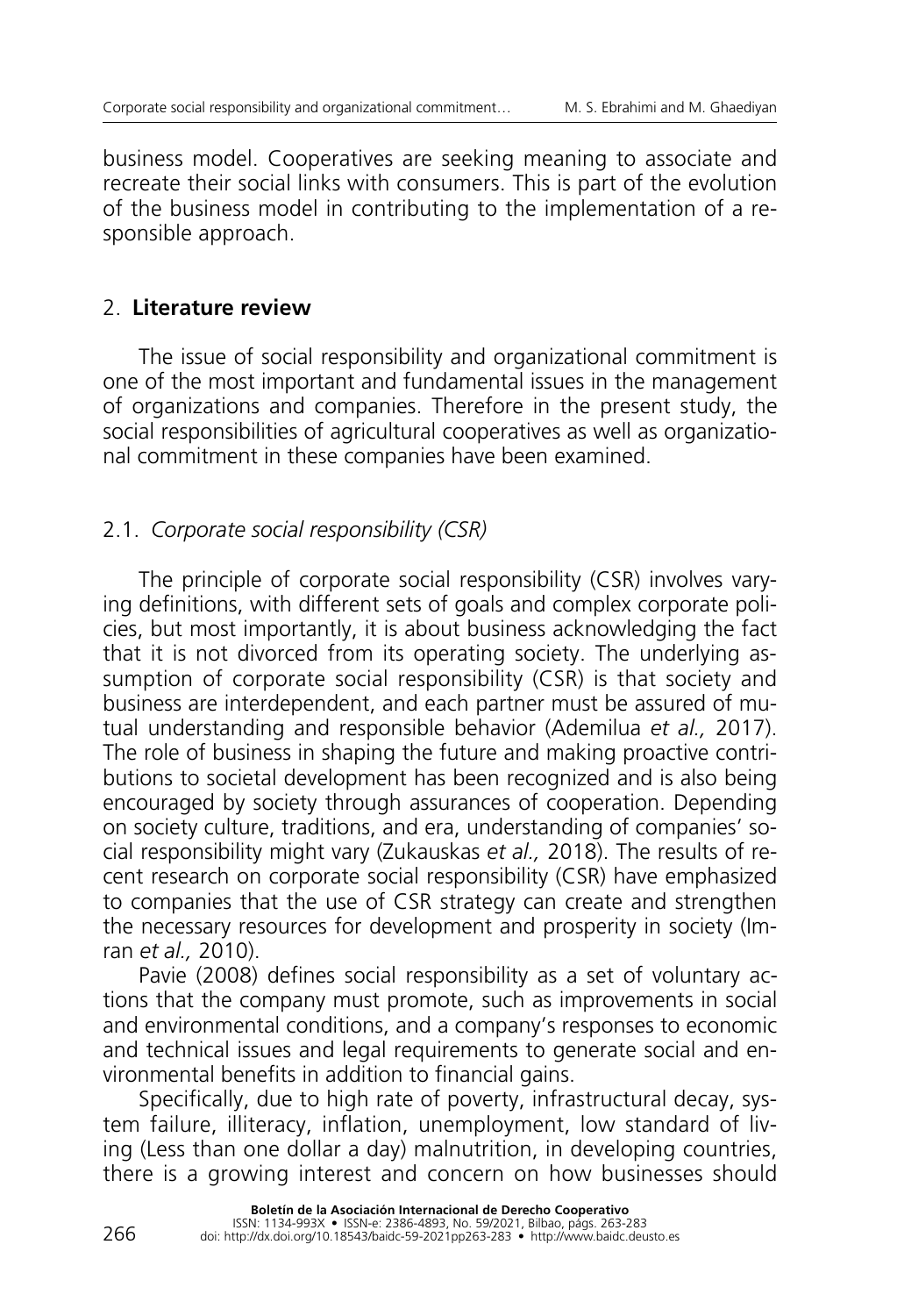business model. Cooperatives are seeking meaning to associate and recreate their social links with consumers. This is part of the evolution of the business model in contributing to the implementation of a responsible approach.

## 2. **Literature review**

The issue of social responsibility and organizational commitment is one of the most important and fundamental issues in the management of organizations and companies. Therefore in the present study, the social responsibilities of agricultural cooperatives as well as organizational commitment in these companies have been examined.

### 2.1. *Corporate social responsibility (CSR)*

The principle of corporate social responsibility (CSR) involves varying definitions, with different sets of goals and complex corporate policies, but most importantly, it is about business acknowledging the fact that it is not divorced from its operating society. The underlying assumption of corporate social responsibility (CSR) is that society and business are interdependent, and each partner must be assured of mutual understanding and responsible behavior (Ademilua *et al.,* 2017). The role of business in shaping the future and making proactive contributions to societal development has been recognized and is also being encouraged by society through assurances of cooperation. Depending on society culture, traditions, and era, understanding of companies' social responsibility might vary (Zukauskas *et al.,* 2018). The results of recent research on corporate social responsibility (CSR) have emphasized to companies that the use of CSR strategy can create and strengthen the necessary resources for development and prosperity in society (Imran *et al.,* 2010).

Pavie (2008) defines social responsibility as a set of voluntary actions that the company must promote, such as improvements in social and environmental conditions, and a company's responses to economic and technical issues and legal requirements to generate social and environmental benefits in addition to financial gains.

Specifically, due to high rate of poverty, infrastructural decay, system failure, illiteracy, inflation, unemployment, low standard of living (Less than one dollar a day) malnutrition, in developing countries, there is a growing interest and concern on how businesses should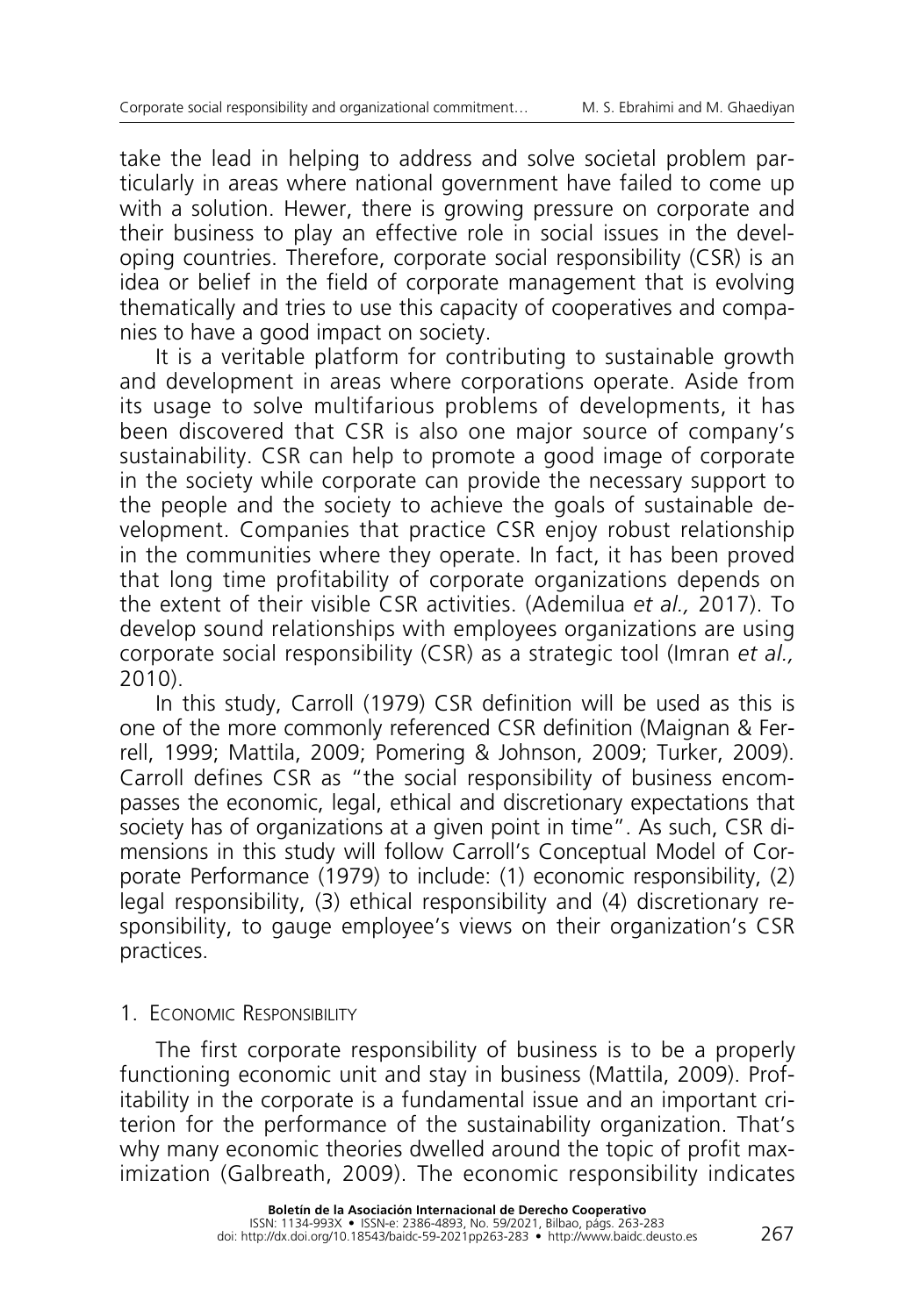take the lead in helping to address and solve societal problem particularly in areas where national government have failed to come up with a solution. Hewer, there is growing pressure on corporate and their business to play an effective role in social issues in the developing countries. Therefore, corporate social responsibility (CSR) is an idea or belief in the field of corporate management that is evolving thematically and tries to use this capacity of cooperatives and companies to have a good impact on society.

It is a veritable platform for contributing to sustainable growth and development in areas where corporations operate. Aside from its usage to solve multifarious problems of developments, it has been discovered that CSR is also one major source of company's sustainability. CSR can help to promote a good image of corporate in the society while corporate can provide the necessary support to the people and the society to achieve the goals of sustainable development. Companies that practice CSR enjoy robust relationship in the communities where they operate. In fact, it has been proved that long time profitability of corporate organizations depends on the extent of their visible CSR activities. (Ademilua *et al.,* 2017). To develop sound relationships with employees organizations are using corporate social responsibility (CSR) as a strategic tool (Imran *et al.,* 2010).

In this study, Carroll (1979) CSR definition will be used as this is one of the more commonly referenced CSR definition (Maignan & Ferrell, 1999; Mattila, 2009; Pomering & Johnson, 2009; Turker, 2009). Carroll defines CSR as "the social responsibility of business encompasses the economic, legal, ethical and discretionary expectations that society has of organizations at a given point in time". As such, CSR dimensions in this study will follow Carroll's Conceptual Model of Corporate Performance (1979) to include: (1) economic responsibility, (2) legal responsibility, (3) ethical responsibility and (4) discretionary responsibility, to gauge employee's views on their organization's CSR practices.

### 1. Economic Responsibility

The first corporate responsibility of business is to be a properly functioning economic unit and stay in business (Mattila, 2009). Profitability in the corporate is a fundamental issue and an important criterion for the performance of the sustainability organization. That's why many economic theories dwelled around the topic of profit maximization (Galbreath, 2009). The economic responsibility indicates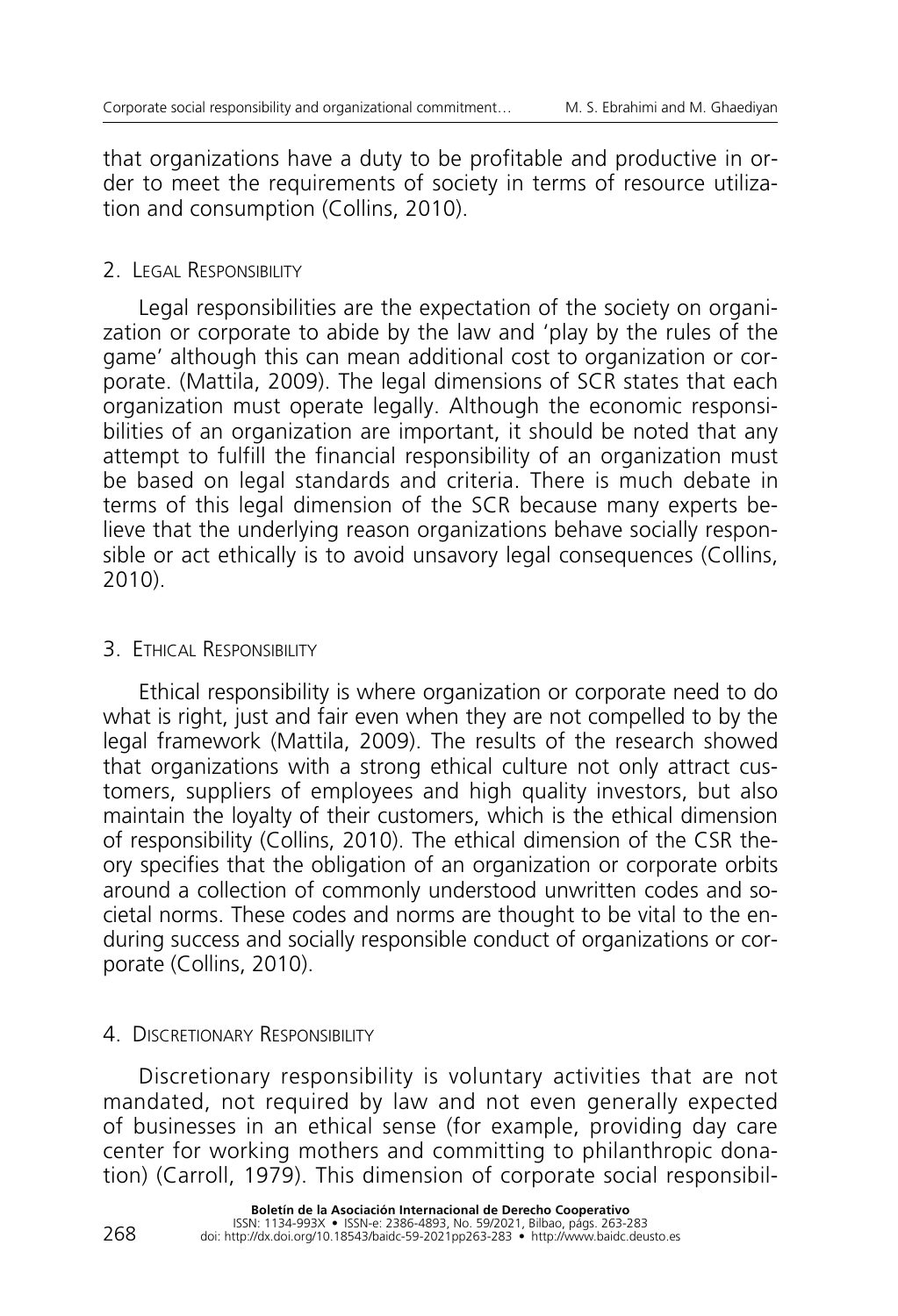that organizations have a duty to be profitable and productive in order to meet the requirements of society in terms of resource utilization and consumption (Collins, 2010).

### 2. Legal Responsibility

Legal responsibilities are the expectation of the society on organization or corporate to abide by the law and 'play by the rules of the game' although this can mean additional cost to organization or corporate. (Mattila, 2009). The legal dimensions of SCR states that each organization must operate legally. Although the economic responsibilities of an organization are important, it should be noted that any attempt to fulfill the financial responsibility of an organization must be based on legal standards and criteria. There is much debate in terms of this legal dimension of the SCR because many experts believe that the underlying reason organizations behave socially responsible or act ethically is to avoid unsavory legal consequences (Collins, 2010).

### 3. Ethical Responsibility

Ethical responsibility is where organization or corporate need to do what is right, just and fair even when they are not compelled to by the legal framework (Mattila, 2009). The results of the research showed that organizations with a strong ethical culture not only attract customers, suppliers of employees and high quality investors, but also maintain the loyalty of their customers, which is the ethical dimension of responsibility (Collins, 2010). The ethical dimension of the CSR theory specifies that the obligation of an organization or corporate orbits around a collection of commonly understood unwritten codes and societal norms. These codes and norms are thought to be vital to the enduring success and socially responsible conduct of organizations or corporate (Collins, 2010).

### 4. Discretionary Responsibility

Discretionary responsibility is voluntary activities that are not mandated, not required by law and not even generally expected of businesses in an ethical sense (for example, providing day care center for working mothers and committing to philanthropic donation) (Carroll, 1979). This dimension of corporate social responsibil-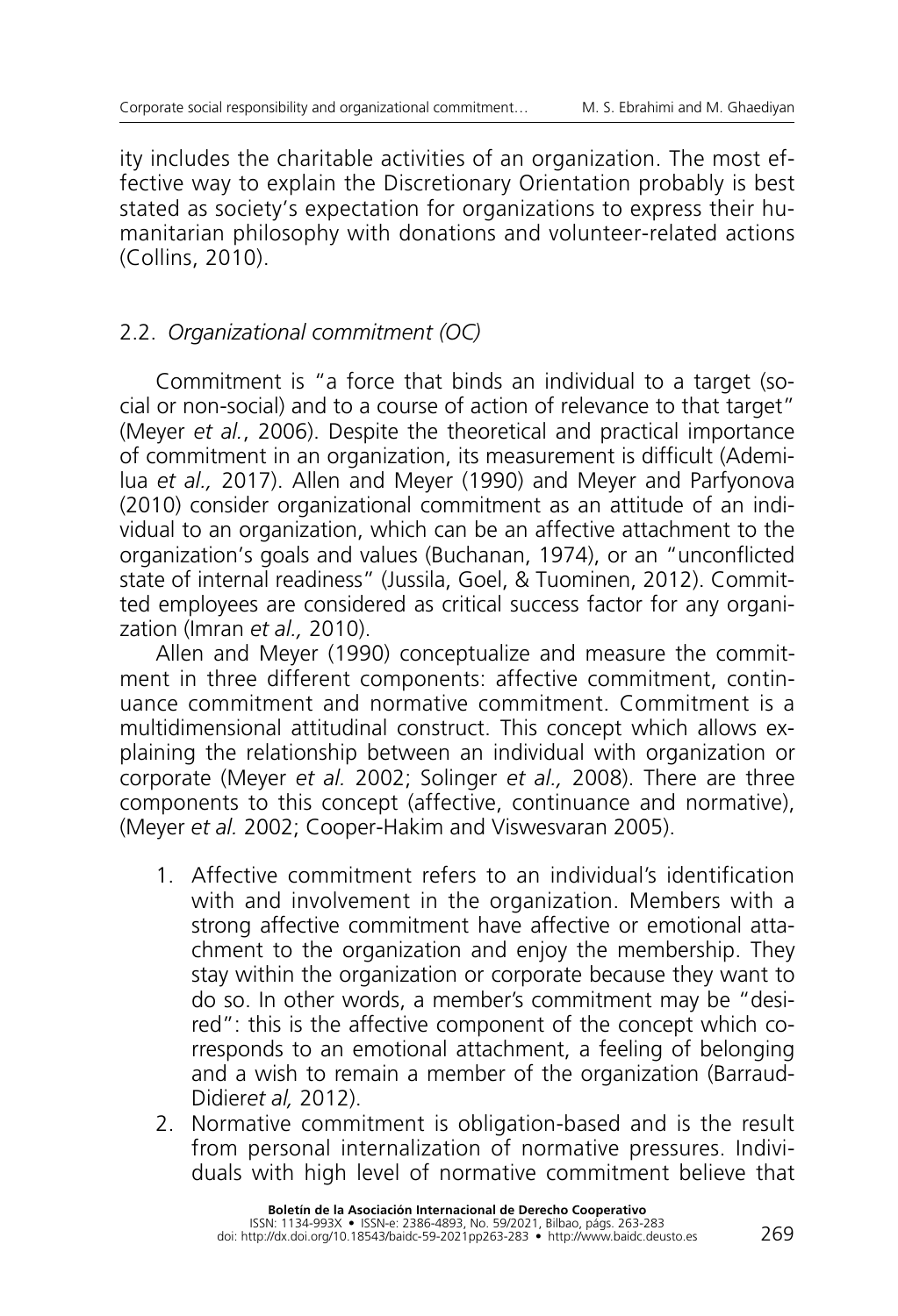ity includes the charitable activities of an organization. The most effective way to explain the Discretionary Orientation probably is best stated as society's expectation for organizations to express their humanitarian philosophy with donations and volunteer-related actions (Collins, 2010).

## 2.2. *Organizational commitment (OC)*

Commitment is "a force that binds an individual to a target (social or non-social) and to a course of action of relevance to that target" (Meyer *et al.*, 2006). Despite the theoretical and practical importance of commitment in an organization, its measurement is difficult (Ademilua *et al.,* 2017). Allen and Meyer (1990) and Meyer and Parfyonova (2010) consider organizational commitment as an attitude of an individual to an organization, which can be an affective attachment to the organization's goals and values (Buchanan, 1974), or an "unconflicted state of internal readiness" (Jussila, Goel, & Tuominen, 2012). Committed employees are considered as critical success factor for any organization (Imran *et al.,* 2010).

Allen and Meyer (1990) conceptualize and measure the commitment in three different components: affective commitment, continuance commitment and normative commitment. Commitment is a multidimensional attitudinal construct. This concept which allows explaining the relationship between an individual with organization or corporate (Meyer *et al.* 2002; Solinger *et al.,* 2008). There are three components to this concept (affective, continuance and normative), (Meyer *et al.* 2002; Cooper-Hakim and Viswesvaran 2005).

1. Affective commitment refers to an individual's identification with and involvement in the organization. Members with a strong affective commitment have affective or emotional attachment to the organization and enjoy the membership. They stay within the organization or corporate because they want to do so. In other words, a member's commitment may be "desired": this is the affective component of the concept which corresponds to an emotional attachment, a feeling of belonging and a wish to remain a member of the organization (Barraud-Didier*et al,* 2012).
2. Normative commitment is obligation-based and is the result from personal internalization of normative pressures. Individuals with high level of normative commitment believe that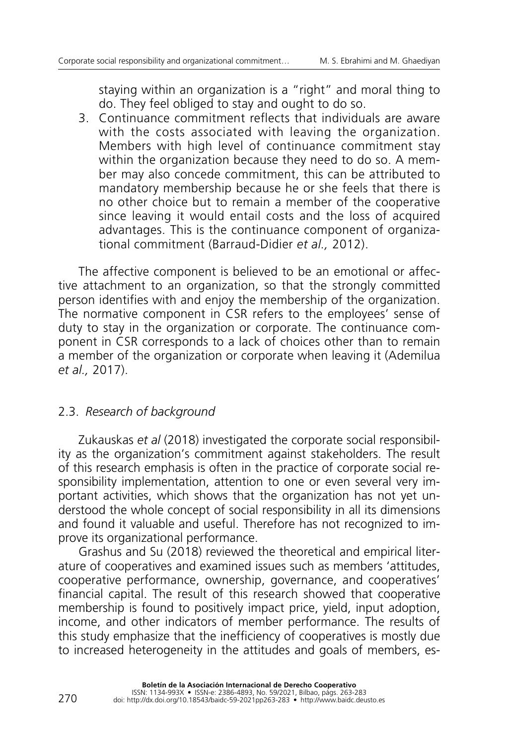staying within an organization is a "right" and moral thing to do. They feel obliged to stay and ought to do so.

3. Continuance commitment reflects that individuals are aware with the costs associated with leaving the organization. Members with high level of continuance commitment stay within the organization because they need to do so. A member may also concede commitment, this can be attributed to mandatory membership because he or she feels that there is no other choice but to remain a member of the cooperative since leaving it would entail costs and the loss of acquired advantages. This is the continuance component of organizational commitment (Barraud-Didier *et al.,* 2012).

The affective component is believed to be an emotional or affective attachment to an organization, so that the strongly committed person identifies with and enjoy the membership of the organization. The normative component in CSR refers to the employees' sense of duty to stay in the organization or corporate. The continuance component in CSR corresponds to a lack of choices other than to remain a member of the organization or corporate when leaving it (Ademilua *et al.,* 2017).

### 2.3. *Research of background*

Zukauskas *et al* (2018) investigated the corporate social responsibility as the organization's commitment against stakeholders. The result of this research emphasis is often in the practice of corporate social responsibility implementation, attention to one or even several very important activities, which shows that the organization has not yet understood the whole concept of social responsibility in all its dimensions and found it valuable and useful. Therefore has not recognized to improve its organizational performance.

Grashus and Su (2018) reviewed the theoretical and empirical literature of cooperatives and examined issues such as members 'attitudes, cooperative performance, ownership, governance, and cooperatives' financial capital. The result of this research showed that cooperative membership is found to positively impact price, yield, input adoption, income, and other indicators of member performance. The results of this study emphasize that the inefficiency of cooperatives is mostly due to increased heterogeneity in the attitudes and goals of members, es-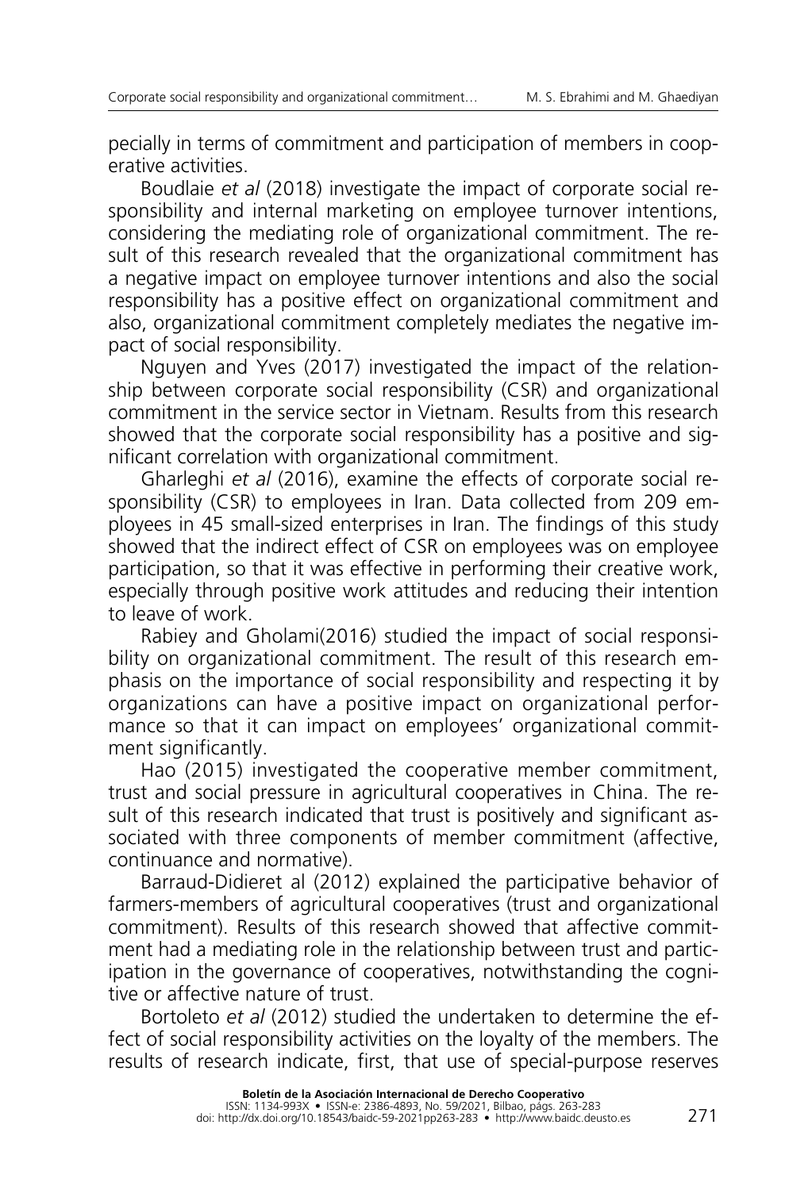pecially in terms of commitment and participation of members in cooperative activities.

Boudlaie *et al* (2018) investigate the impact of corporate social responsibility and internal marketing on employee turnover intentions, considering the mediating role of organizational commitment. The result of this research revealed that the organizational commitment has a negative impact on employee turnover intentions and also the social responsibility has a positive effect on organizational commitment and also, organizational commitment completely mediates the negative impact of social responsibility.

Nguyen and Yves (2017) investigated the impact of the relationship between corporate social responsibility (CSR) and organizational commitment in the service sector in Vietnam. Results from this research showed that the corporate social responsibility has a positive and significant correlation with organizational commitment.

Gharleghi *et al* (2016), examine the effects of corporate social responsibility (CSR) to employees in Iran. Data collected from 209 employees in 45 small-sized enterprises in Iran. The findings of this study showed that the indirect effect of CSR on employees was on employee participation, so that it was effective in performing their creative work, especially through positive work attitudes and reducing their intention to leave of work.

Rabiey and Gholami(2016) studied the impact of social responsibility on organizational commitment. The result of this research emphasis on the importance of social responsibility and respecting it by organizations can have a positive impact on organizational performance so that it can impact on employees' organizational commitment significantly.

Hao (2015) investigated the cooperative member commitment, trust and social pressure in agricultural cooperatives in China. The result of this research indicated that trust is positively and significant associated with three components of member commitment (affective, continuance and normative).

Barraud-Didieret al (2012) explained the participative behavior of farmers-members of agricultural cooperatives (trust and organizational commitment). Results of this research showed that affective commitment had a mediating role in the relationship between trust and participation in the governance of cooperatives, notwithstanding the cognitive or affective nature of trust.

Bortoleto *et al* (2012) studied the undertaken to determine the effect of social responsibility activities on the loyalty of the members. The results of research indicate, first, that use of special-purpose reserves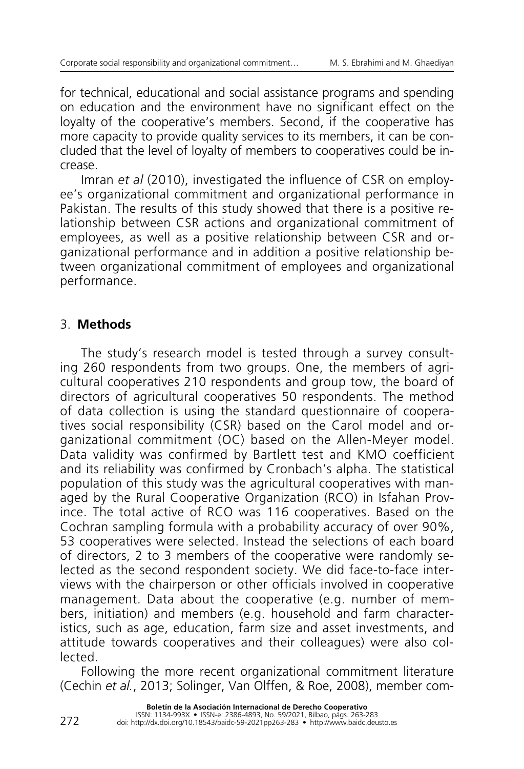for technical, educational and social assistance programs and spending on education and the environment have no significant effect on the loyalty of the cooperative's members. Second, if the cooperative has more capacity to provide quality services to its members, it can be concluded that the level of loyalty of members to cooperatives could be increase.

Imran *et al* (2010), investigated the influence of CSR on employee's organizational commitment and organizational performance in Pakistan. The results of this study showed that there is a positive relationship between CSR actions and organizational commitment of employees, as well as a positive relationship between CSR and organizational performance and in addition a positive relationship between organizational commitment of employees and organizational performance.

## 3. **Methods**

The study's research model is tested through a survey consulting 260 respondents from two groups. One, the members of agricultural cooperatives 210 respondents and group tow, the board of directors of agricultural cooperatives 50 respondents. The method of data collection is using the standard questionnaire of cooperatives social responsibility (CSR) based on the Carol model and organizational commitment (OC) based on the Allen-Meyer model. Data validity was confirmed by Bartlett test and KMO coefficient and its reliability was confirmed by Cronbach's alpha. The statistical population of this study was the agricultural cooperatives with managed by the Rural Cooperative Organization (RCO) in Isfahan Province. The total active of RCO was 116 cooperatives. Based on the Cochran sampling formula with a probability accuracy of over 90%, 53 cooperatives were selected. Instead the selections of each board of directors, 2 to 3 members of the cooperative were randomly selected as the second respondent society. We did face-to-face interviews with the chairperson or other officials involved in cooperative management. Data about the cooperative (e.g. number of members, initiation) and members (e.g. household and farm characteristics, such as age, education, farm size and asset investments, and attitude towards cooperatives and their colleagues) were also collected.

Following the more recent organizational commitment literature (Cechin *et al.*, 2013; Solinger, Van Olffen, & Roe, 2008), member com-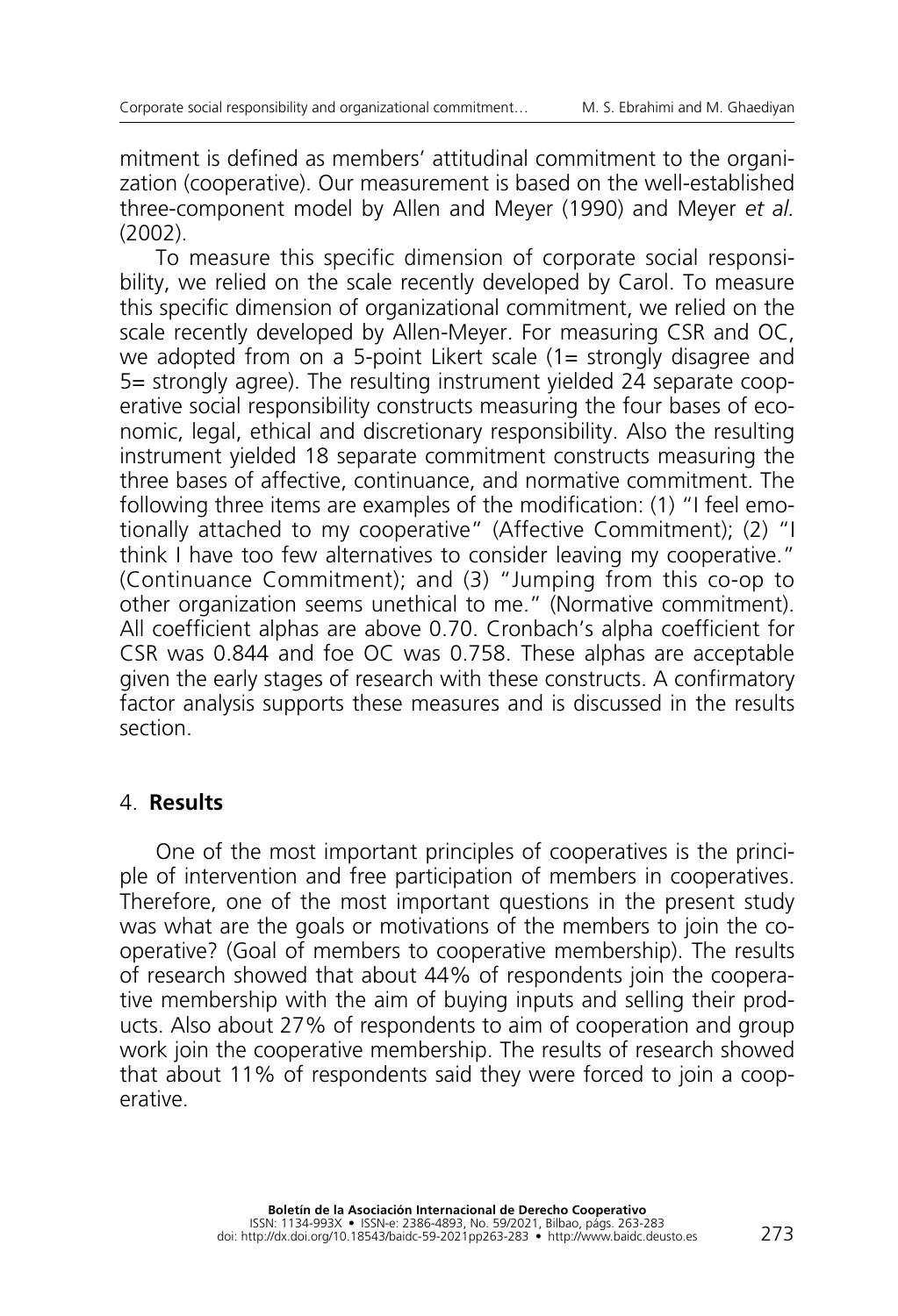mitment is defined as members' attitudinal commitment to the organization (cooperative). Our measurement is based on the well-established three-component model by Allen and Meyer (1990) and Meyer *et al.* (2002).

To measure this specific dimension of corporate social responsibility, we relied on the scale recently developed by Carol. To measure this specific dimension of organizational commitment, we relied on the scale recently developed by Allen-Meyer. For measuring CSR and OC, we adopted from on a 5-point Likert scale (1= strongly disagree and 5= strongly agree). The resulting instrument yielded 24 separate cooperative social responsibility constructs measuring the four bases of economic, legal, ethical and discretionary responsibility. Also the resulting instrument yielded 18 separate commitment constructs measuring the three bases of affective, continuance, and normative commitment. The following three items are examples of the modification: (1) "I feel emotionally attached to my cooperative" (Affective Commitment); (2) "I think I have too few alternatives to consider leaving my cooperative." (Continuance Commitment); and (3) "Jumping from this co-op to other organization seems unethical to me." (Normative commitment). All coefficient alphas are above 0.70. Cronbach's alpha coefficient for CSR was 0.844 and foe OC was 0.758. These alphas are acceptable given the early stages of research with these constructs. A confirmatory factor analysis supports these measures and is discussed in the results section.

## 4. **Results**

One of the most important principles of cooperatives is the principle of intervention and free participation of members in cooperatives. Therefore, one of the most important questions in the present study was what are the goals or motivations of the members to join the cooperative? (Goal of members to cooperative membership). The results of research showed that about 44% of respondents join the cooperative membership with the aim of buying inputs and selling their products. Also about 27% of respondents to aim of cooperation and group work join the cooperative membership. The results of research showed that about 11% of respondents said they were forced to join a cooperative.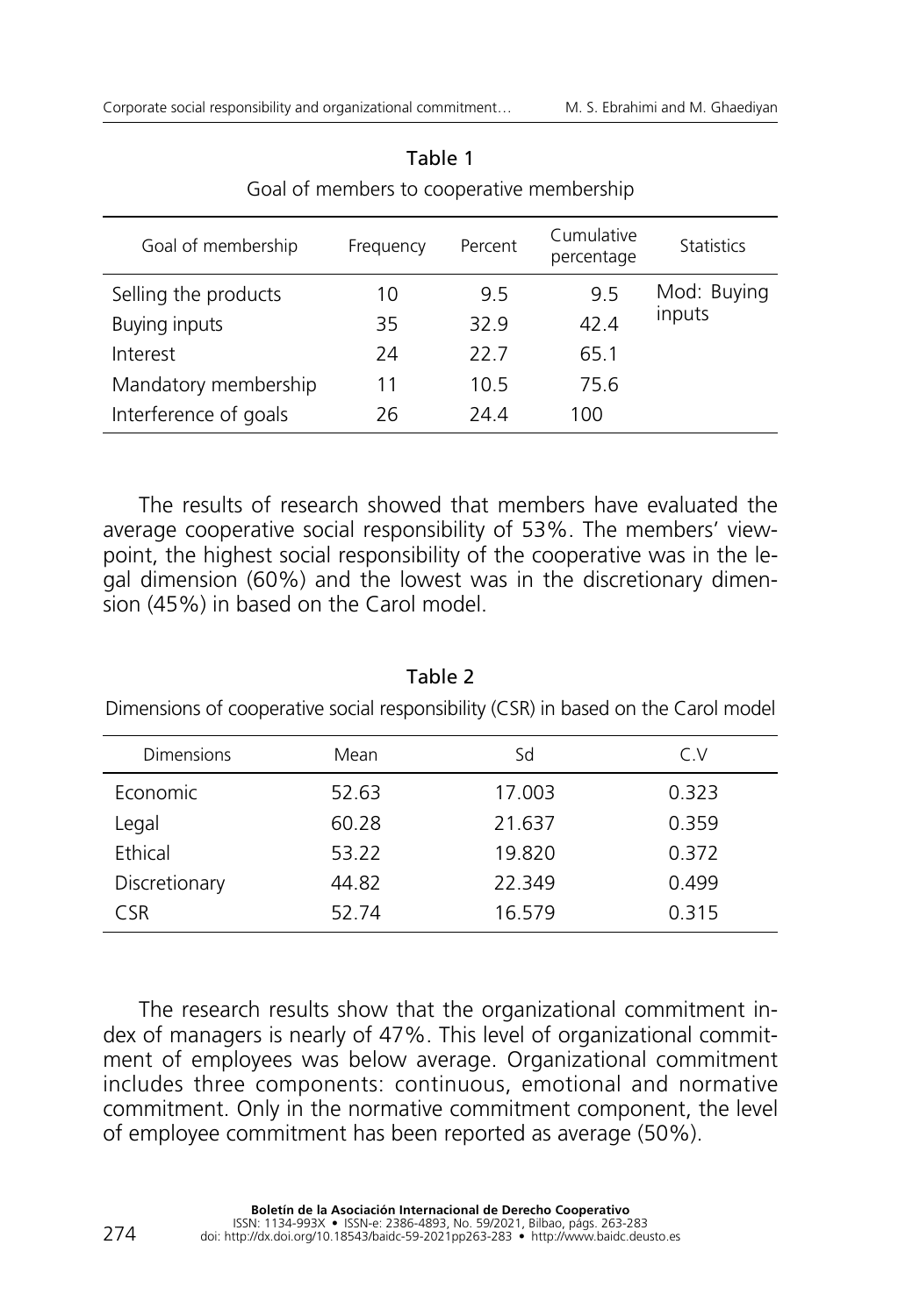Table 1

Goal of members to cooperative membership

| Goal of membership | Frequency | Percent | Cumulative percentage | Statistics |
|---|---|---|---|---|
| Selling the products | 10 | 9.5 | 9.5 | Mod: Buying inputs |
| Buying inputs | 35 | 32.9 | 42.4 | |
| Interest | 24 | 22.7 | 65.1 | |
| Mandatory membership | 11 | 10.5 | 75.6 | |
| Interference of goals | 26 | 24.4 | 100 | |

The results of research showed that members have evaluated the average cooperative social responsibility of 53%. The members' viewpoint, the highest social responsibility of the cooperative was in the legal dimension (60%) and the lowest was in the discretionary dimension (45%) in based on the Carol model.

Table 2

Dimensions of cooperative social responsibility (CSR) in based on the Carol model

| Dimensions | Mean | Sd | C.V |
|---|---|---|---|
| Economic | 52.63 | 17.003 | 0.323 |
| Legal | 60.28 | 21.637 | 0.359 |
| Ethical | 53.22 | 19.820 | 0.372 |
| Discretionary | 44.82 | 22.349 | 0.499 |
| CSR | 52.74 | 16.579 | 0.315 |

The research results show that the organizational commitment index of managers is nearly of 47%. This level of organizational commitment of employees was below average. Organizational commitment includes three components: continuous, emotional and normative commitment. Only in the normative commitment component, the level of employee commitment has been reported as average (50%).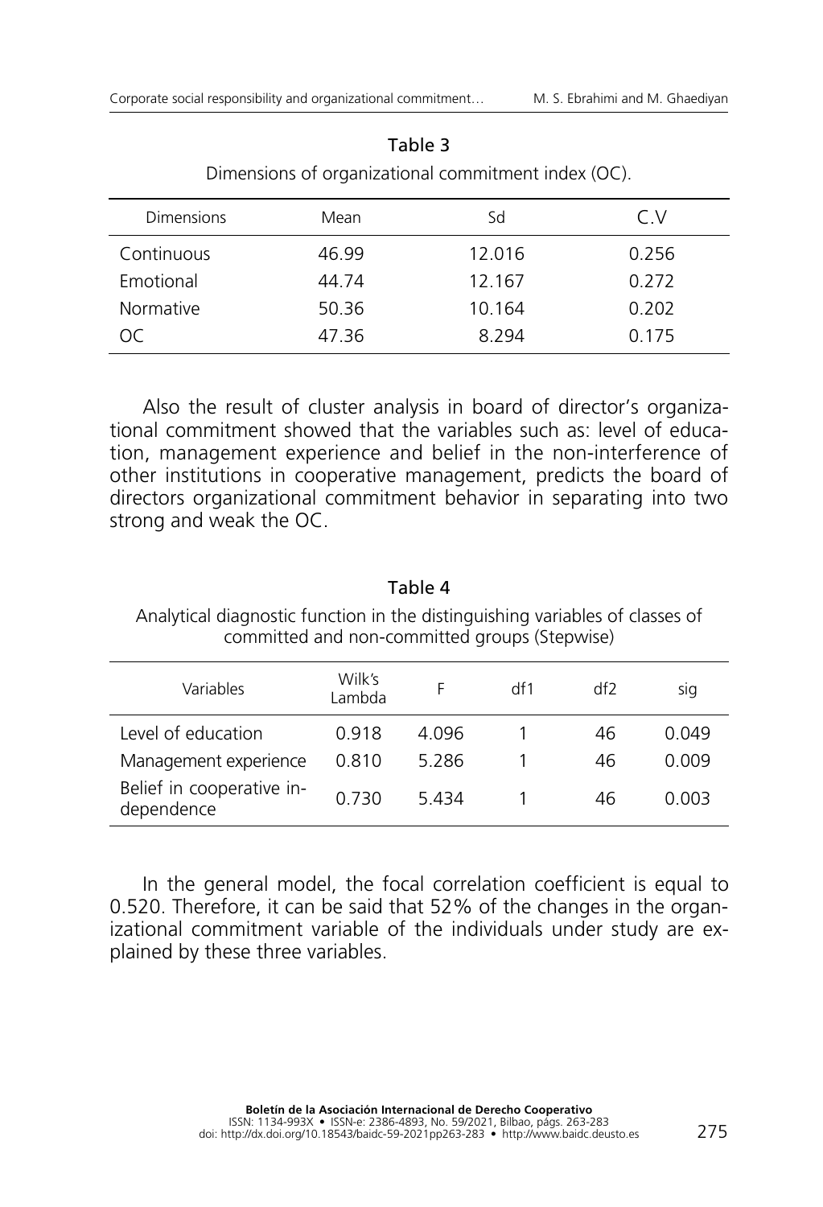Table 3

Dimensions of organizational commitment index (OC).

| Dimensions | Mean | Sd | C.V |
|---|---|---|---|
| Continuous | 46.99 | 12.016 | 0.256 |
| Emotional | 44.74 | 12.167 | 0.272 |
| Normative | 50.36 | 10.164 | 0.202 |
| OC | 47.36 | 8.294 | 0.175 |

Also the result of cluster analysis in board of director's organizational commitment showed that the variables such as: level of education, management experience and belief in the non-interference of other institutions in cooperative management, predicts the board of directors organizational commitment behavior in separating into two strong and weak the OC.

Table 4

Analytical diagnostic function in the distinguishing variables of classes of committed and non-committed groups (Stepwise)

| Variables | Wilk's Lambda | F | df1 | df2 | sig |
|---|---|---|---|---|---|
| Level of education | 0.918 | 4.096 | 1 | 46 | 0.049 |
| Management experience | 0.810 | 5.286 | 1 | 46 | 0.009 |
| Belief in cooperative independence | 0.730 | 5.434 | 1 | 46 | 0.003 |

In the general model, the focal correlation coefficient is equal to 0.520. Therefore, it can be said that 52% of the changes in the organizational commitment variable of the individuals under study are explained by these three variables.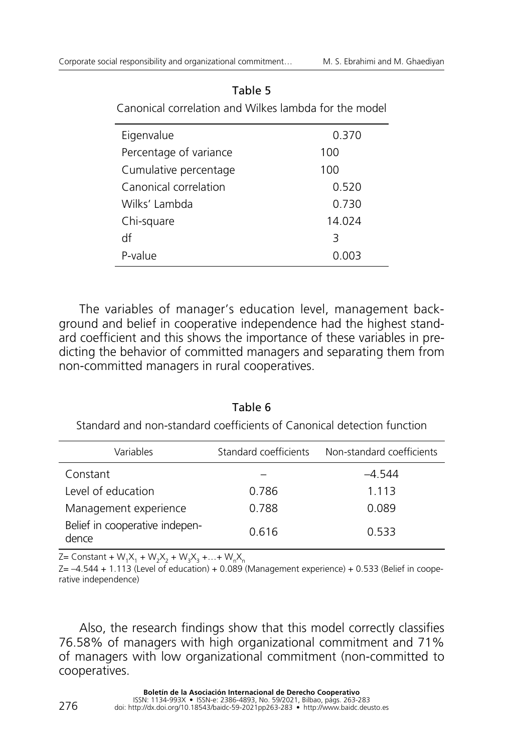Table 5

Canonical correlation and Wilkes lambda for the model

| | |
|---|---|
| Eigenvalue | 0.370 |
| Percentage of variance | 100 |
| Cumulative percentage | 100 |
| Canonical correlation | 0.520 |
| Wilks' Lambda | 0.730 |
| Chi-square | 14.024 |
| df | 3 |
| P-value | 0.003 |

The variables of manager's education level, management background and belief in cooperative independence had the highest standard coefficient and this shows the importance of these variables in predicting the behavior of committed managers and separating them from non-committed managers in rural cooperatives.

Table 6

Standard and non-standard coefficients of Canonical detection function

| Variables | Standard coefficients | Non-standard coefficients |
|---|---|---|
| Constant | – | –4.544 |
| Level of education | 0.786 | 1.113 |
| Management experience | 0.788 | 0.089 |
| Belief in cooperative independence | 0.616 | 0.533 |

$Z = \text{Constant} + W_1X_1 + W_2X_2 + W_3X_3 + \ldots + W_nX_n$

Z= –4.544 + 1.113 (Level of education) + 0.089 (Management experience) + 0.533 (Belief in cooperative independence)

Also, the research findings show that this model correctly classifies 76.58% of managers with high organizational commitment and 71% of managers with low organizational commitment (non-committed to cooperatives.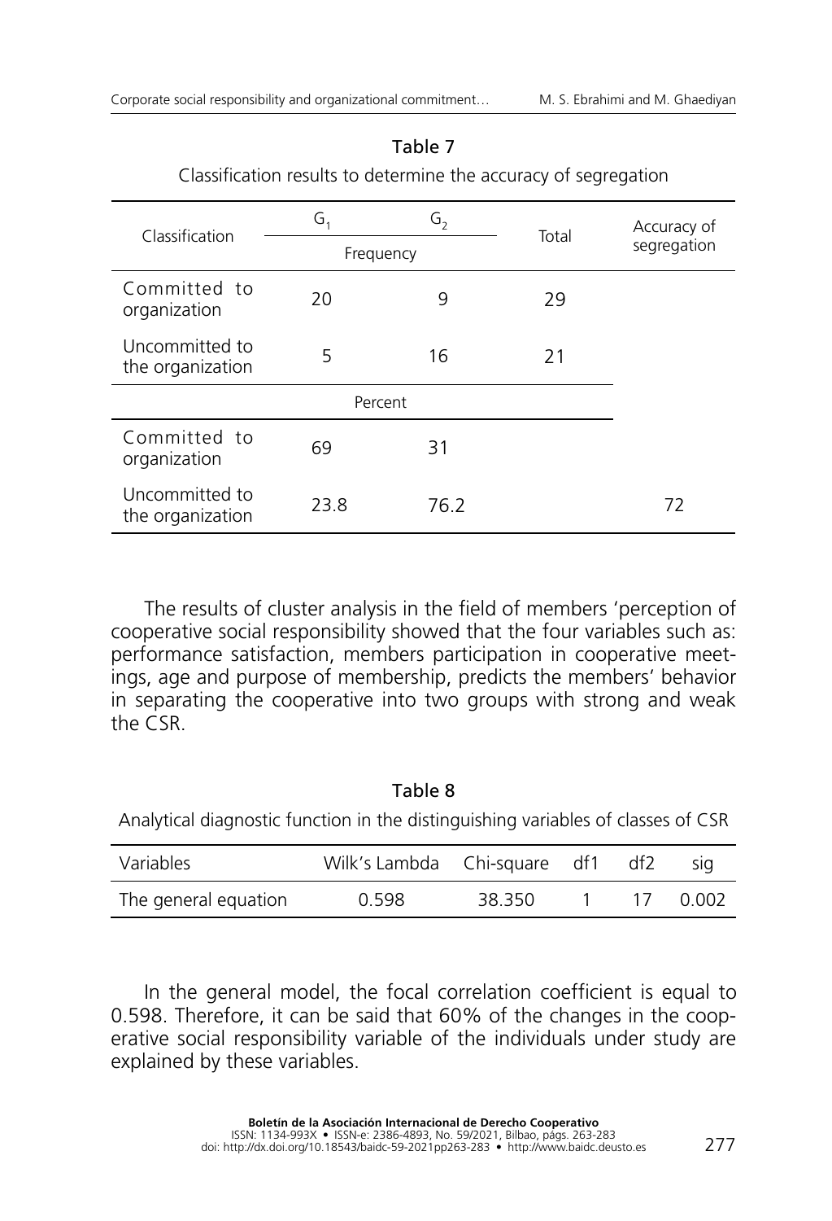Table 7

Classification results to determine the accuracy of segregation

| Classification | $G_1$ | $G_2$ | Total | Accuracy of segregation |
|---|---|---|---|---|
| | Frequency | | | |
| Committed to organization | 20 | 9 | 29 | |
| Uncommitted to the organization | 5 | 16 | 21 | |
| | Percent | | | |
| Committed to organization | 69 | 31 | | |
| Uncommitted to the organization | 23.8 | 76.2 | | 72 |

The results of cluster analysis in the field of members 'perception of cooperative social responsibility showed that the four variables such as: performance satisfaction, members participation in cooperative meetings, age and purpose of membership, predicts the members' behavior in separating the cooperative into two groups with strong and weak the CSR.

Table 8

Analytical diagnostic function in the distinguishing variables of classes of CSR

| Variables | Wilk's Lambda | Chi-square | df1 | df2 | sig |
|---|---|---|---|---|---|
| The general equation | 0.598 | 38.350 | 1 | 17 | 0.002 |

In the general model, the focal correlation coefficient is equal to 0.598. Therefore, it can be said that 60% of the changes in the cooperative social responsibility variable of the individuals under study are explained by these variables.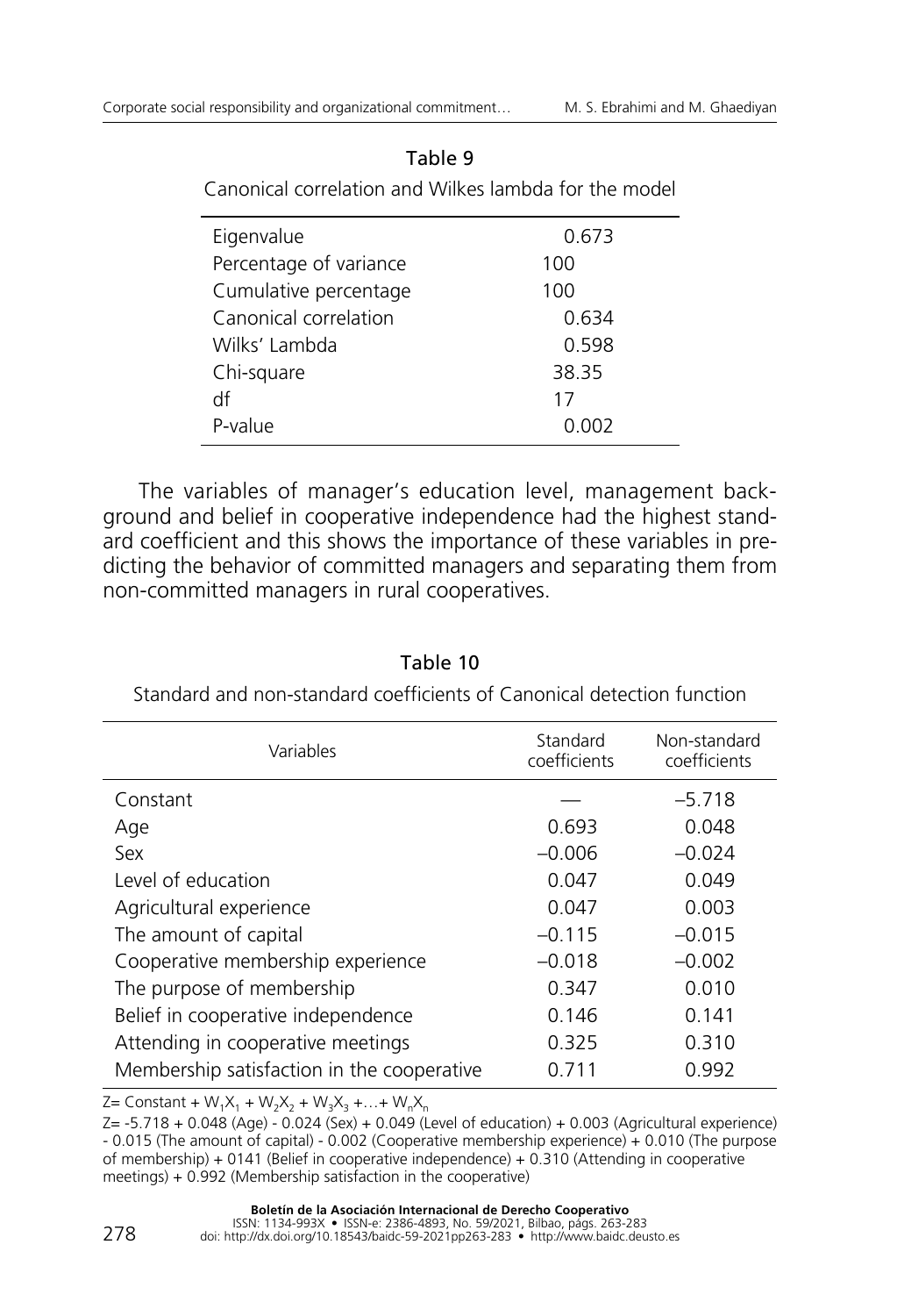Table 9

Canonical correlation and Wilkes lambda for the model

| | |
|---|---|
| Eigenvalue | 0.673 |
| Percentage of variance | 100 |
| Cumulative percentage | 100 |
| Canonical correlation | 0.634 |
| Wilks' Lambda | 0.598 |
| Chi-square | 38.35 |
| df | 17 |
| P-value | 0.002 |

The variables of manager's education level, management background and belief in cooperative independence had the highest standard coefficient and this shows the importance of these variables in predicting the behavior of committed managers and separating them from non-committed managers in rural cooperatives.

Table 10

Standard and non-standard coefficients of Canonical detection function

| Variables | Standard coefficients | Non-standard coefficients |
|---|---|---|
| Constant | — | –5.718 |
| Age | 0.693 | 0.048 |
| Sex | –0.006 | –0.024 |
| Level of education | 0.047 | 0.049 |
| Agricultural experience | 0.047 | 0.003 |
| The amount of capital | –0.115 | –0.015 |
| Cooperative membership experience | –0.018 | –0.002 |
| The purpose of membership | 0.347 | 0.010 |
| Belief in cooperative independence | 0.146 | 0.141 |
| Attending in cooperative meetings | 0.325 | 0.310 |
| Membership satisfaction in the cooperative | 0.711 | 0.992 |

$Z = \text{Constant} + W_1X_1 + W_2X_2 + W_3X_3 + \ldots + W_nX_n$

Z= -5.718 + 0.048 (Age) - 0.024 (Sex) + 0.049 (Level of education) + 0.003 (Agricultural experience) - 0.015 (The amount of capital) - 0.002 (Cooperative membership experience) + 0.010 (The purpose of membership) + 0141 (Belief in cooperative independence) + 0.310 (Attending in cooperative meetings) + 0.992 (Membership satisfaction in the cooperative)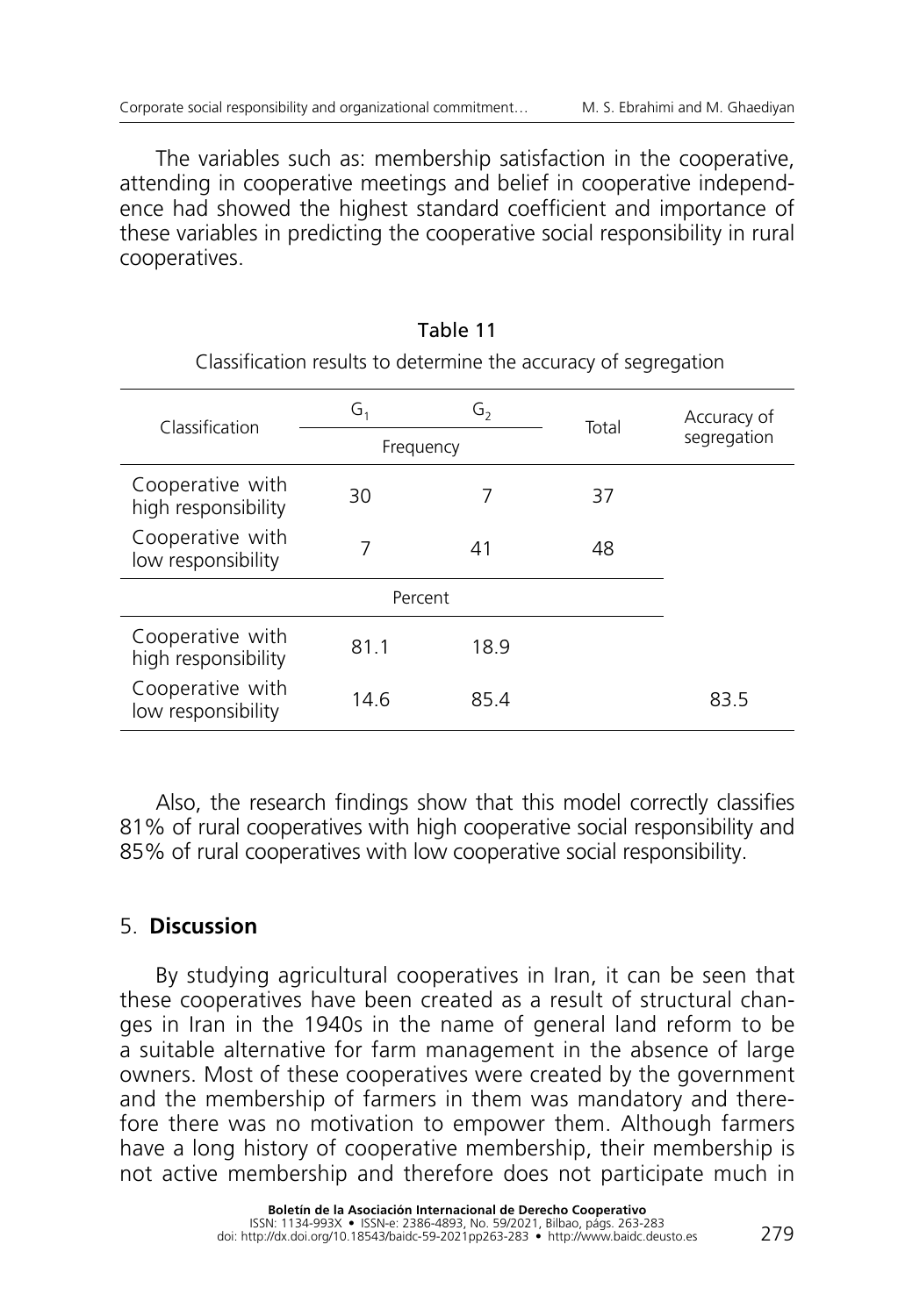The variables such as: membership satisfaction in the cooperative, attending in cooperative meetings and belief in cooperative independence had showed the highest standard coefficient and importance of these variables in predicting the cooperative social responsibility in rural cooperatives.

Table 11

Classification results to determine the accuracy of segregation

| Classification | $G_1$ | $G_2$ | Total | Accuracy of segregation |
|---|---|---|---|---|
| | Frequency | | | |
| Cooperative with high responsibility | 30 | 7 | 37 | |
| Cooperative with low responsibility | 7 | 41 | 48 | |
| | Percent | | | |
| Cooperative with high responsibility | 81.1 | 18.9 | | |
| Cooperative with low responsibility | 14.6 | 85.4 | | 83.5 |

Also, the research findings show that this model correctly classifies 81% of rural cooperatives with high cooperative social responsibility and 85% of rural cooperatives with low cooperative social responsibility.

## 5. **Discussion**

By studying agricultural cooperatives in Iran, it can be seen that these cooperatives have been created as a result of structural changes in Iran in the 1940s in the name of general land reform to be a suitable alternative for farm management in the absence of large owners. Most of these cooperatives were created by the government and the membership of farmers in them was mandatory and therefore there was no motivation to empower them. Although farmers have a long history of cooperative membership, their membership is not active membership and therefore does not participate much in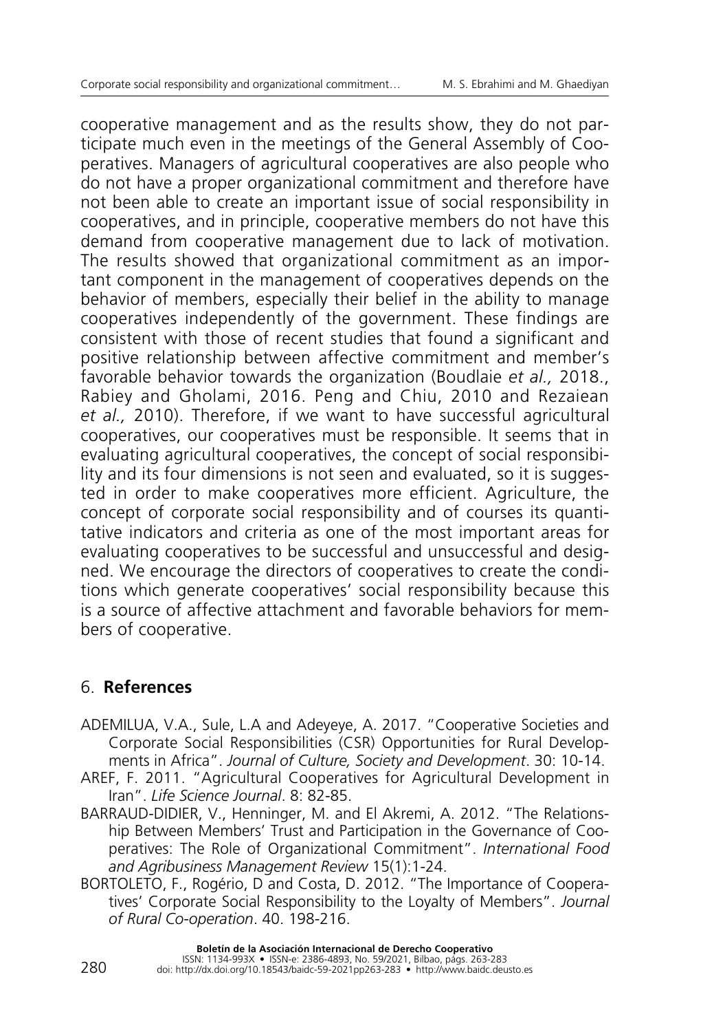cooperative management and as the results show, they do not participate much even in the meetings of the General Assembly of Cooperatives. Managers of agricultural cooperatives are also people who do not have a proper organizational commitment and therefore have not been able to create an important issue of social responsibility in cooperatives, and in principle, cooperative members do not have this demand from cooperative management due to lack of motivation. The results showed that organizational commitment as an important component in the management of cooperatives depends on the behavior of members, especially their belief in the ability to manage cooperatives independently of the government. These findings are consistent with those of recent studies that found a significant and positive relationship between affective commitment and member's favorable behavior towards the organization (Boudlaie *et al.,* 2018., Rabiey and Gholami, 2016. Peng and Chiu, 2010 and Rezaiean *et al.,* 2010). Therefore, if we want to have successful agricultural cooperatives, our cooperatives must be responsible. It seems that in evaluating agricultural cooperatives, the concept of social responsibility and its four dimensions is not seen and evaluated, so it is suggested in order to make cooperatives more efficient. Agriculture, the concept of corporate social responsibility and of courses its quantitative indicators and criteria as one of the most important areas for evaluating cooperatives to be successful and unsuccessful and designed. We encourage the directors of cooperatives to create the conditions which generate cooperatives' social responsibility because this is a source of affective attachment and favorable behaviors for members of cooperative.

## 6. **References**

ADEMILUA, V.A., Sule, L.A and Adeyeye, A. 2017. "Cooperative Societies and Corporate Social Responsibilities (CSR) Opportunities for Rural Developments in Africa". *Journal of Culture, Society and Development*. 30: 10-14.

AREF, F. 2011. "Agricultural Cooperatives for Agricultural Development in Iran". *Life Science Journal*. 8: 82-85.

BARRAUD-DIDIER, V., Henninger, M. and El Akremi, A. 2012. "The Relationship Between Members' Trust and Participation in the Governance of Cooperatives: The Role of Organizational Commitment". *International Food and Agribusiness Management Review* 15(1):1-24.

BORTOLETO, F., Rogério, D and Costa, D. 2012. "The Importance of Cooperatives' Corporate Social Responsibility to the Loyalty of Members". *Journal of Rural Co-operation*. 40. 198-216.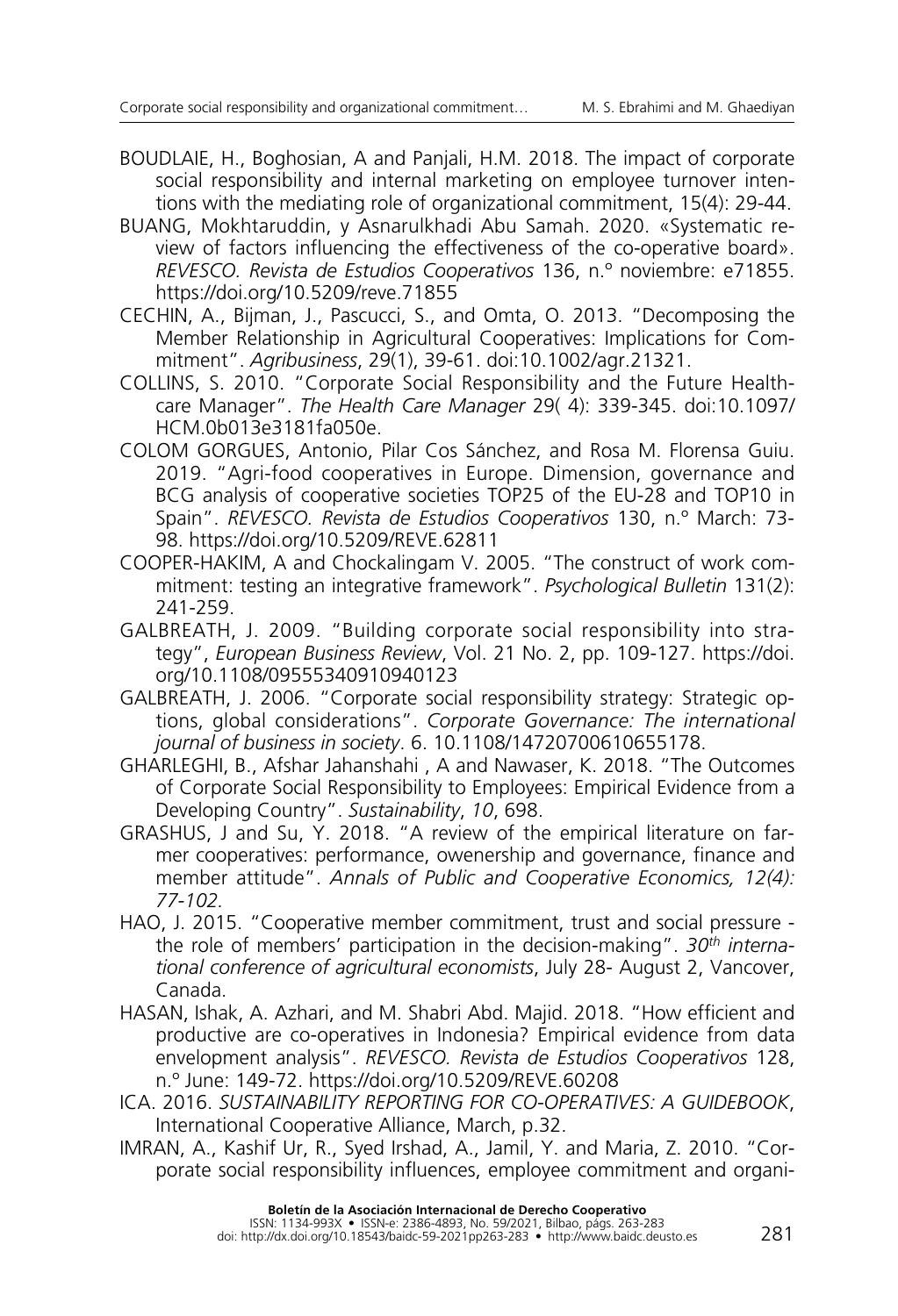BOUDLAIE, H., Boghosian, A and Panjali, H.M. 2018. The impact of corporate social responsibility and internal marketing on employee turnover intentions with the mediating role of organizational commitment, 15(4): 29-44.

BUANG, Mokhtaruddin, y Asnarulkhadi Abu Samah. 2020. «Systematic review of factors influencing the effectiveness of the co-operative board». *REVESCO. Revista de Estudios Cooperativos* 136, n.º noviembre: e71855. https://doi.org/10.5209/reve.71855

CECHIN, A., Bijman, J., Pascucci, S., and Omta, O. 2013. "Decomposing the Member Relationship in Agricultural Cooperatives: Implications for Commitment". *Agribusiness*, 29(1), 39-61. doi:10.1002/agr.21321.

COLLINS, S. 2010. "Corporate Social Responsibility and the Future Healthcare Manager". *The Health Care Manager* 29( 4): 339-345. doi:10.1097/HCM.0b013e3181fa050e.

COLOM GORGUES, Antonio, Pilar Cos Sánchez, and Rosa M. Florensa Guiu. 2019. "Agri-food cooperatives in Europe. Dimension, governance and BCG analysis of cooperative societies TOP25 of the EU-28 and TOP10 in Spain". *REVESCO. Revista de Estudios Cooperativos* 130, n.º March: 73-98. https://doi.org/10.5209/REVE.62811

COOPER-HAKIM, A and Chockalingam V. 2005. "The construct of work commitment: testing an integrative framework". *Psychological Bulletin* 131(2): 241-259.

GALBREATH, J. 2009. "Building corporate social responsibility into strategy", *European Business Review*, Vol. 21 No. 2, pp. 109-127. https://doi.org/10.1108/09555340910940123

GALBREATH, J. 2006. "Corporate social responsibility strategy: Strategic options, global considerations". *Corporate Governance: The international journal of business in society*. 6. 10.1108/14720700610655178.

GHARLEGHI, B., Afshar Jahanshahi , A and Nawaser, K. 2018. "The Outcomes of Corporate Social Responsibility to Employees: Empirical Evidence from a Developing Country". *Sustainability*, *10*, 698.

GRASHUS, J and Su, Y. 2018. "A review of the empirical literature on farmer cooperatives: performance, owenership and governance, finance and member attitude". *Annals of Public and Cooperative Economics, 12(4): 77-102.*

HAO, J. 2015. "Cooperative member commitment, trust and social pressure - the role of members' participation in the decision-making". *30th international conference of agricultural economists*, July 28- August 2, Vancover, Canada.

HASAN, Ishak, A. Azhari, and M. Shabri Abd. Majid. 2018. "How efficient and productive are co-operatives in Indonesia? Empirical evidence from data envelopment analysis". *REVESCO. Revista de Estudios Cooperativos* 128, n.º June: 149-72. https://doi.org/10.5209/REVE.60208

ICA. 2016. *SUSTAINABILITY REPORTING FOR CO-OPERATIVES: A GUIDEBOOK*, International Cooperative Alliance, March, p.32.

IMRAN, A., Kashif Ur, R., Syed Irshad, A., Jamil, Y. and Maria, Z. 2010. "Corporate social responsibility influences, employee commitment and organi-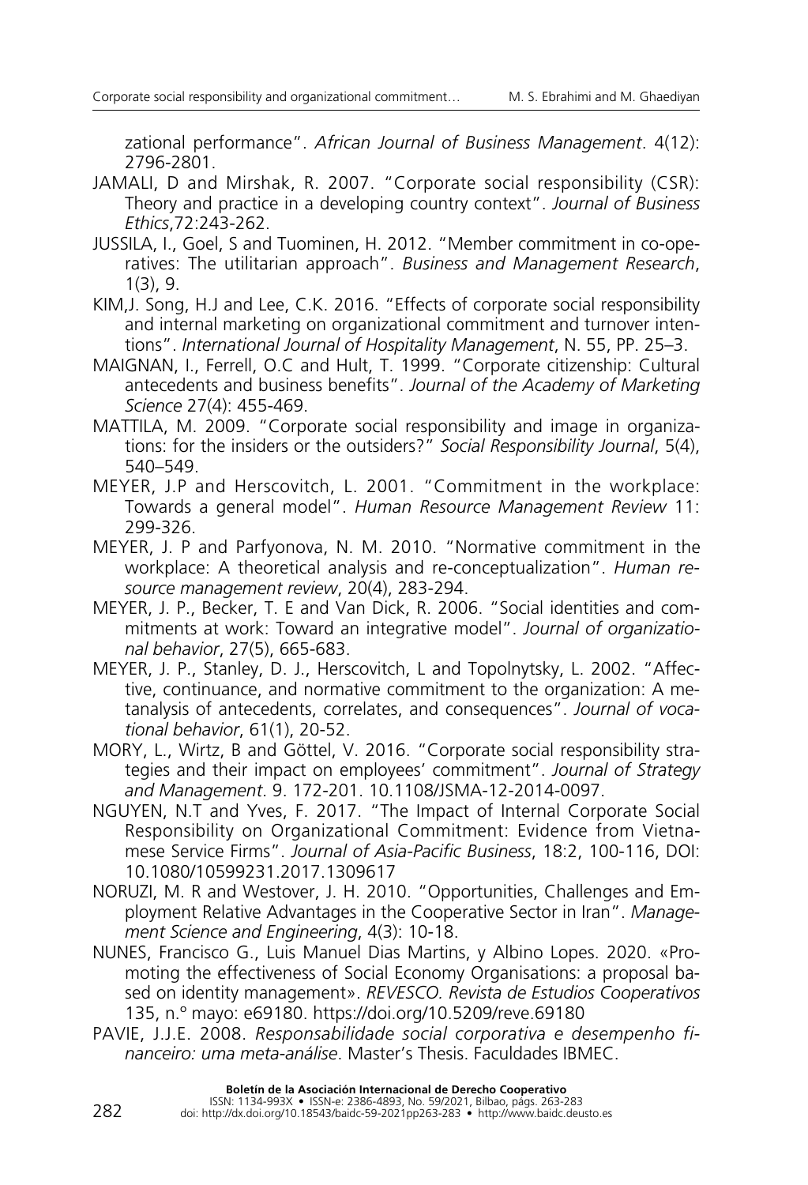zational performance". *African Journal of Business Management*. 4(12): 2796-2801.

JAMALI, D and Mirshak, R. 2007. "Corporate social responsibility (CSR): Theory and practice in a developing country context". *Journal of Business Ethics*,72:243-262.

JUSSILA, I., Goel, S and Tuominen, H. 2012. "Member commitment in co-operatives: The utilitarian approach". *Business and Management Research*, 1(3), 9.

KIM,J. Song, H.J and Lee, C.K. 2016. "Effects of corporate social responsibility and internal marketing on organizational commitment and turnover intentions". *International Journal of Hospitality Management*, N. 55, PP. 25–3.

MAIGNAN, I., Ferrell, O.C and Hult, T. 1999. "Corporate citizenship: Cultural antecedents and business benefits". *Journal of the Academy of Marketing Science* 27(4): 455-469.

MATTILA, M. 2009. "Corporate social responsibility and image in organizations: for the insiders or the outsiders?" *Social Responsibility Journal*, 5(4), 540–549.

MEYER, J.P and Herscovitch, L. 2001. "Commitment in the workplace: Towards a general model". *Human Resource Management Review* 11: 299-326.

MEYER, J. P and Parfyonova, N. M. 2010. "Normative commitment in the workplace: A theoretical analysis and re-conceptualization". *Human resource management review*, 20(4), 283-294.

MEYER, J. P., Becker, T. E and Van Dick, R. 2006. "Social identities and commitments at work: Toward an integrative model". *Journal of organizational behavior*, 27(5), 665-683.

MEYER, J. P., Stanley, D. J., Herscovitch, L and Topolnytsky, L. 2002. "Affective, continuance, and normative commitment to the organization: A metanalysis of antecedents, correlates, and consequences". *Journal of vocational behavior*, 61(1), 20-52.

MORY, L., Wirtz, B and Göttel, V. 2016. "Corporate social responsibility strategies and their impact on employees' commitment". *Journal of Strategy and Management*. 9. 172-201. 10.1108/JSMA-12-2014-0097.

NGUYEN, N.T and Yves, F. 2017. "The Impact of Internal Corporate Social Responsibility on Organizational Commitment: Evidence from Vietnamese Service Firms". *Journal of Asia-Pacific Business*, 18:2, 100-116, DOI: 10.1080/10599231.2017.1309617

NORUZI, M. R and Westover, J. H. 2010. "Opportunities, Challenges and Employment Relative Advantages in the Cooperative Sector in Iran". *Management Science and Engineering*, 4(3): 10-18.

NUNES, Francisco G., Luis Manuel Dias Martins, y Albino Lopes. 2020. «Promoting the effectiveness of Social Economy Organisations: a proposal based on identity management». *REVESCO. Revista de Estudios Cooperativos* 135, n.º mayo: e69180. https://doi.org/10.5209/reve.69180

PAVIE, J.J.E. 2008. *Responsabilidade social corporativa e desempenho financeiro: uma meta-análise*. Master's Thesis. Faculdades IBMEC.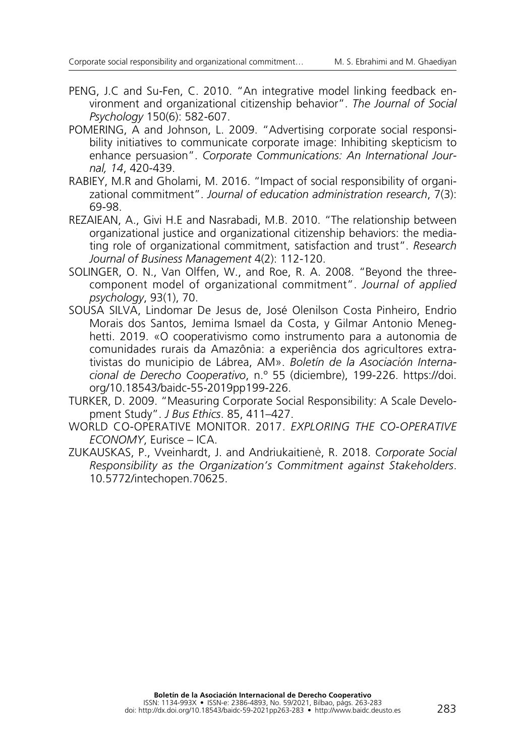PENG, J.C and Su-Fen, C. 2010. "An integrative model linking feedback environment and organizational citizenship behavior". *The Journal of Social Psychology* 150(6): 582-607.

POMERING, A and Johnson, L. 2009. "Advertising corporate social responsibility initiatives to communicate corporate image: Inhibiting skepticism to enhance persuasion". *Corporate Communications: An International Journal, 14*, 420-439.

RABIEY, M.R and Gholami, M. 2016. "Impact of social responsibility of organizational commitment". *Journal of education administration research*, 7(3): 69-98.

REZAIEAN, A., Givi H.E and Nasrabadi, M.B. 2010. "The relationship between organizational justice and organizational citizenship behaviors: the mediating role of organizational commitment, satisfaction and trust". *Research Journal of Business Management* 4(2): 112-120.

SOLINGER, O. N., Van Olffen, W., and Roe, R. A. 2008. "Beyond the three-component model of organizational commitment". *Journal of applied psychology*, 93(1), 70.

SOUSA SILVA, Lindomar De Jesus de, José Olenilson Costa Pinheiro, Endrio Morais dos Santos, Jemima Ismael da Costa, y Gilmar Antonio Meneghetti. 2019. «O cooperativismo como instrumento para a autonomia de comunidades rurais da Amazônia: a experiência dos agricultores extrativistas do municipio de Lábrea, AM». *Boletín de la Asociación Internacional de Derecho Cooperativo*, n.º 55 (diciembre), 199-226. https://doi.org/10.18543/baidc-55-2019pp199-226.

TURKER, D. 2009. "Measuring Corporate Social Responsibility: A Scale Development Study". *J Bus Ethics*. 85, 411–427.

WORLD CO-OPERATIVE MONITOR. 2017. *EXPLORING THE CO-OPERATIVE ECONOMY*, Eurisce – ICA.

ZUKAUSKAS, P., Vveinhardt, J. and Andriukaitienė, R. 2018. *Corporate Social Responsibility as the Organization's Commitment against Stakeholders*. 10.5772/intechopen.70625.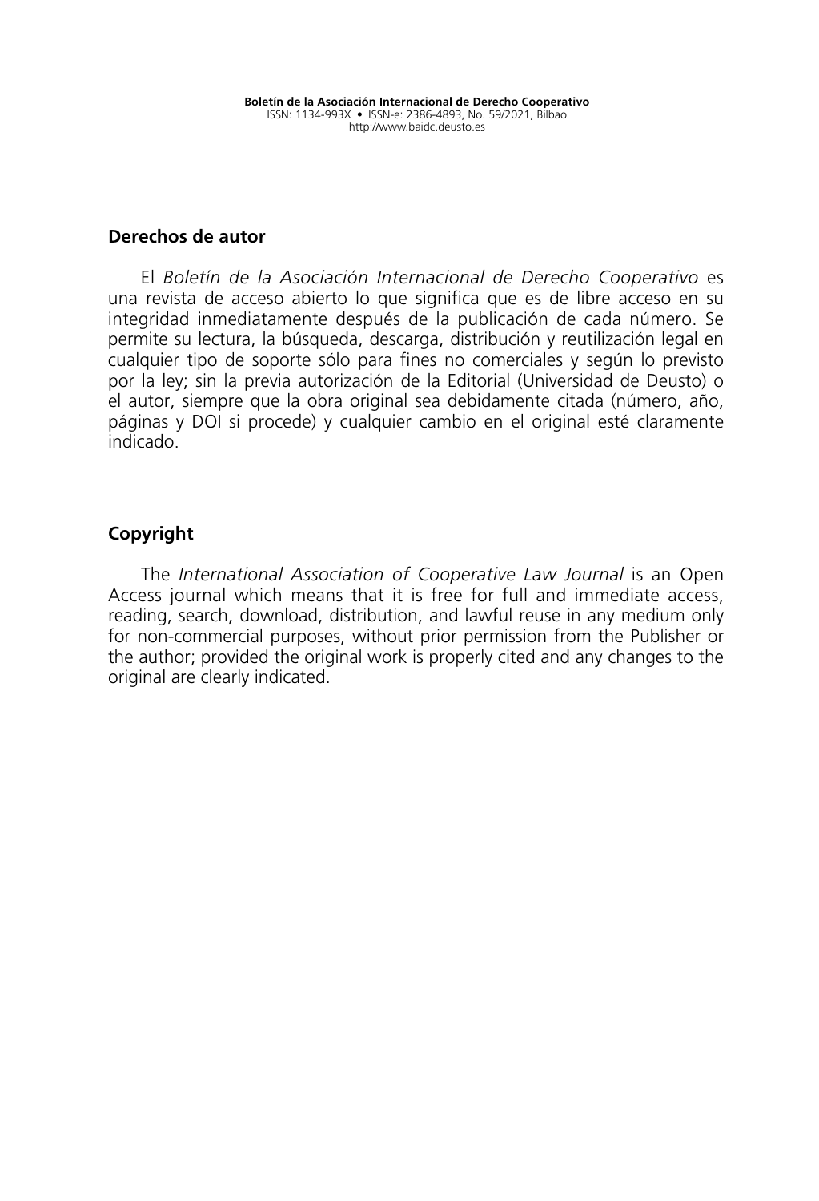## Derechos de autor

El *Boletín de la Asociación Internacional de Derecho Cooperativo* es una revista de acceso abierto lo que significa que es de libre acceso en su integridad inmediatamente después de la publicación de cada número. Se permite su lectura, la búsqueda, descarga, distribución y reutilización legal en cualquier tipo de soporte sólo para fines no comerciales y según lo previsto por la ley; sin la previa autorización de la Editorial (Universidad de Deusto) o el autor, siempre que la obra original sea debidamente citada (número, año, páginas y DOI si procede) y cualquier cambio en el original esté claramente indicado.

## Copyright

The *International Association of Cooperative Law Journal* is an Open Access journal which means that it is free for full and immediate access, reading, search, download, distribution, and lawful reuse in any medium only for non-commercial purposes, without prior permission from the Publisher or the author; provided the original work is properly cited and any changes to the original are clearly indicated.